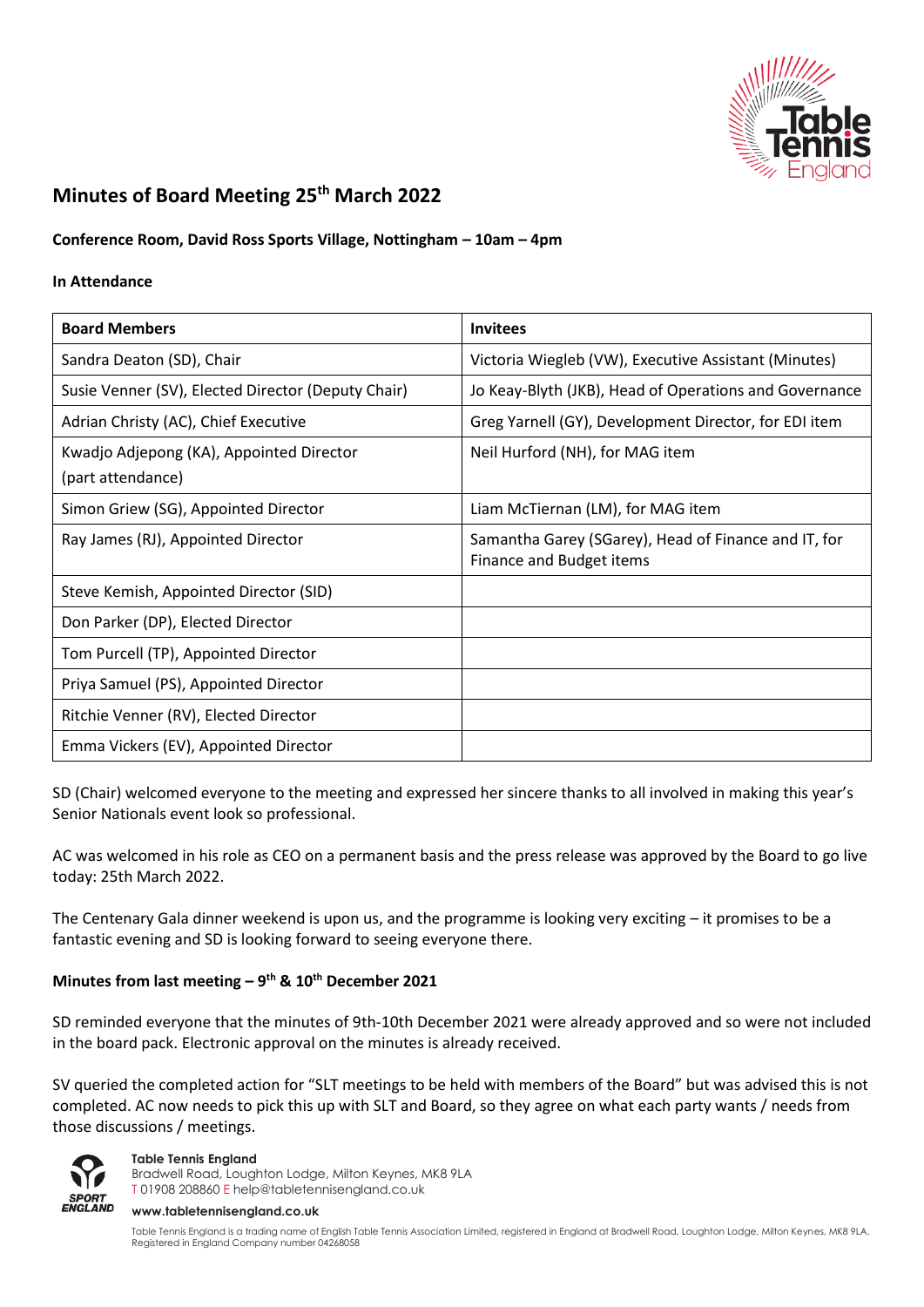# Minutes of Board Meeting 25th March 2022

**Conference Room, David Ross Sports Village, Nottingham – 10am – 4pm**

**In Attendance**

| Board Members | Invitees |
| --- | --- |
| Sandra Deaton (SD), Chair | Victoria Wiegleb (VW), Executive Assistant (Minutes) |
| Susie Venner (SV), Elected Director (Deputy Chair) | Jo Keay-Blyth (JKB), Head of Operations and Governance |
| Adrian Christy (AC), Chief Executive | Greg Yarnell (GY), Development Director, for EDI item |
| Kwadjo Adjepong (KA), Appointed Director (part attendance) | Neil Hurford (NH), for MAG item |
| Simon Griew (SG), Appointed Director | Liam McTiernan (LM), for MAG item |
| Ray James (RJ), Appointed Director | Samantha Garey (SGarey), Head of Finance and IT, for Finance and Budget items |
| Steve Kemish, Appointed Director (SID) | |
| Don Parker (DP), Elected Director | |
| Tom Purcell (TP), Appointed Director | |
| Priya Samuel (PS), Appointed Director | |
| Ritchie Venner (RV), Elected Director | |
| Emma Vickers (EV), Appointed Director | |

SD (Chair) welcomed everyone to the meeting and expressed her sincere thanks to all involved in making this year's Senior Nationals event look so professional.

AC was welcomed in his role as CEO on a permanent basis and the press release was approved by the Board to go live today: 25th March 2022.

The Centenary Gala dinner weekend is upon us, and the programme is looking very exciting – it promises to be a fantastic evening and SD is looking forward to seeing everyone there.

## Minutes from last meeting – 9th & 10th December 2021

SD reminded everyone that the minutes of 9th-10th December 2021 were already approved and so were not included in the board pack. Electronic approval on the minutes is already received.

SV queried the completed action for "SLT meetings to be held with members of the Board" but was advised this is not completed. AC now needs to pick this up with SLT and Board, so they agree on what each party wants / needs from those discussions / meetings.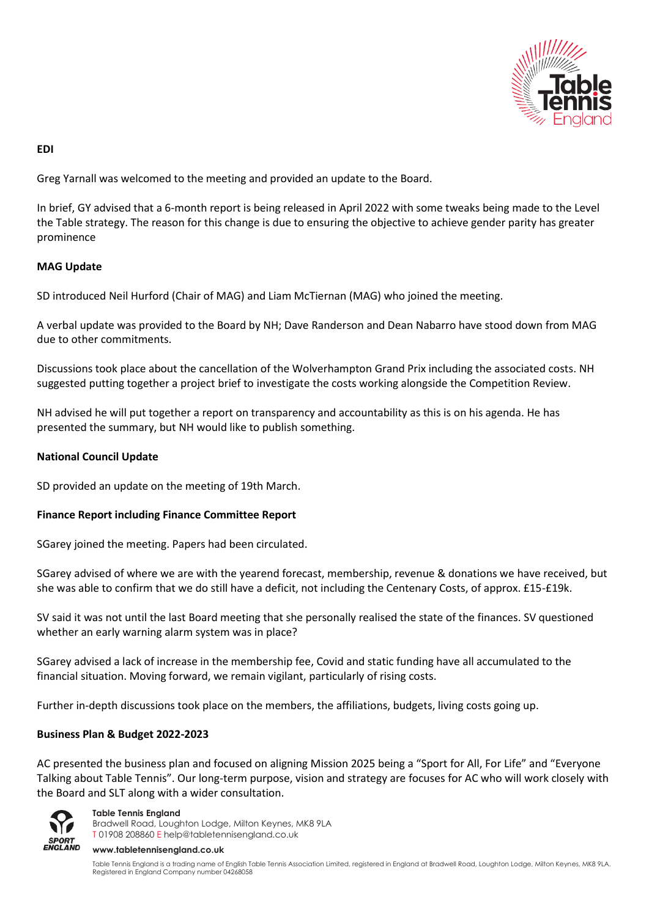**EDI**

Greg Yarnall was welcomed to the meeting and provided an update to the Board.

In brief, GY advised that a 6-month report is being released in April 2022 with some tweaks being made to the Level the Table strategy. The reason for this change is due to ensuring the objective to achieve gender parity has greater prominence

**MAG Update**

SD introduced Neil Hurford (Chair of MAG) and Liam McTiernan (MAG) who joined the meeting.

A verbal update was provided to the Board by NH; Dave Randerson and Dean Nabarro have stood down from MAG due to other commitments.

Discussions took place about the cancellation of the Wolverhampton Grand Prix including the associated costs. NH suggested putting together a project brief to investigate the costs working alongside the Competition Review.

NH advised he will put together a report on transparency and accountability as this is on his agenda. He has presented the summary, but NH would like to publish something.

**National Council Update**

SD provided an update on the meeting of 19th March.

**Finance Report including Finance Committee Report**

SGarey joined the meeting. Papers had been circulated.

SGarey advised of where we are with the yearend forecast, membership, revenue & donations we have received, but she was able to confirm that we do still have a deficit, not including the Centenary Costs, of approx. £15-£19k.

SV said it was not until the last Board meeting that she personally realised the state of the finances. SV questioned whether an early warning alarm system was in place?

SGarey advised a lack of increase in the membership fee, Covid and static funding have all accumulated to the financial situation. Moving forward, we remain vigilant, particularly of rising costs.

Further in-depth discussions took place on the members, the affiliations, budgets, living costs going up.

**Business Plan & Budget 2022-2023**

AC presented the business plan and focused on aligning Mission 2025 being a "Sport for All, For Life" and "Everyone Talking about Table Tennis". Our long-term purpose, vision and strategy are focuses for AC who will work closely with the Board and SLT along with a wider consultation.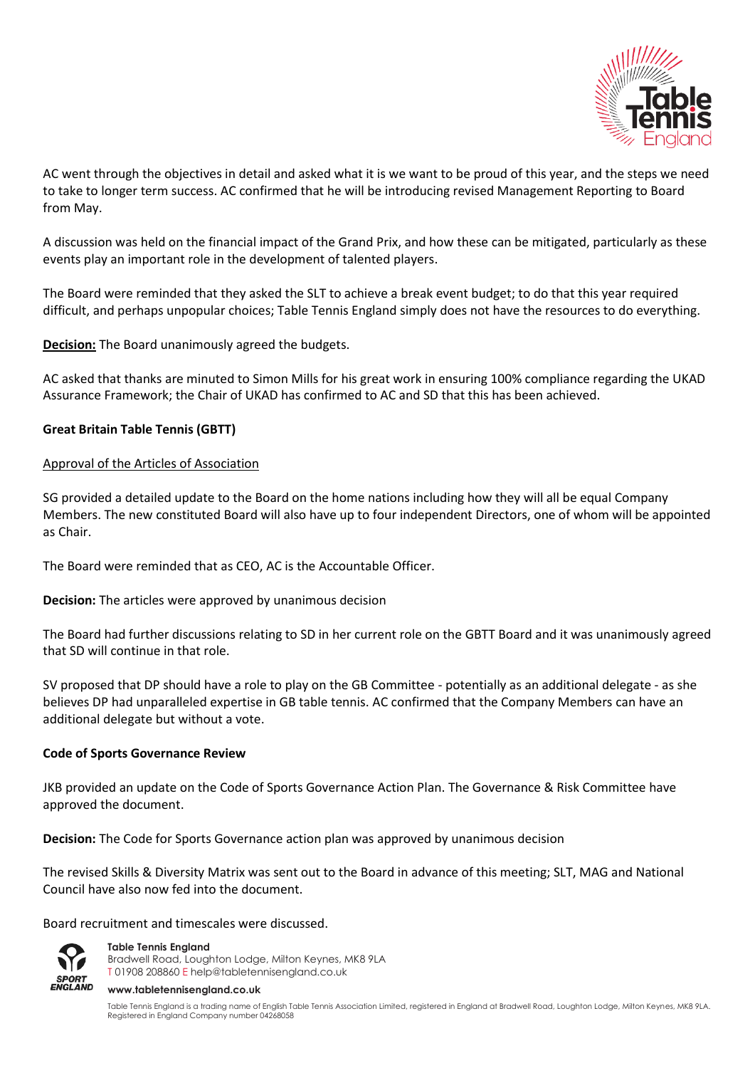AC went through the objectives in detail and asked what it is we want to be proud of this year, and the steps we need to take to longer term success. AC confirmed that he will be introducing revised Management Reporting to Board from May.

A discussion was held on the financial impact of the Grand Prix, and how these can be mitigated, particularly as these events play an important role in the development of talented players.

The Board were reminded that they asked the SLT to achieve a break event budget; to do that this year required difficult, and perhaps unpopular choices; Table Tennis England simply does not have the resources to do everything.

**<u>Decision:</u>** The Board unanimously agreed the budgets.

AC asked that thanks are minuted to Simon Mills for his great work in ensuring 100% compliance regarding the UKAD Assurance Framework; the Chair of UKAD has confirmed to AC and SD that this has been achieved.

**Great Britain Table Tennis (GBTT)**

<u>Approval of the Articles of Association</u>

SG provided a detailed update to the Board on the home nations including how they will all be equal Company Members. The new constituted Board will also have up to four independent Directors, one of whom will be appointed as Chair.

The Board were reminded that as CEO, AC is the Accountable Officer.

**Decision:** The articles were approved by unanimous decision

The Board had further discussions relating to SD in her current role on the GBTT Board and it was unanimously agreed that SD will continue in that role.

SV proposed that DP should have a role to play on the GB Committee - potentially as an additional delegate - as she believes DP had unparalleled expertise in GB table tennis. AC confirmed that the Company Members can have an additional delegate but without a vote.

**Code of Sports Governance Review**

JKB provided an update on the Code of Sports Governance Action Plan. The Governance & Risk Committee have approved the document.

**Decision:** The Code for Sports Governance action plan was approved by unanimous decision

The revised Skills & Diversity Matrix was sent out to the Board in advance of this meeting; SLT, MAG and National Council have also now fed into the document.

Board recruitment and timescales were discussed.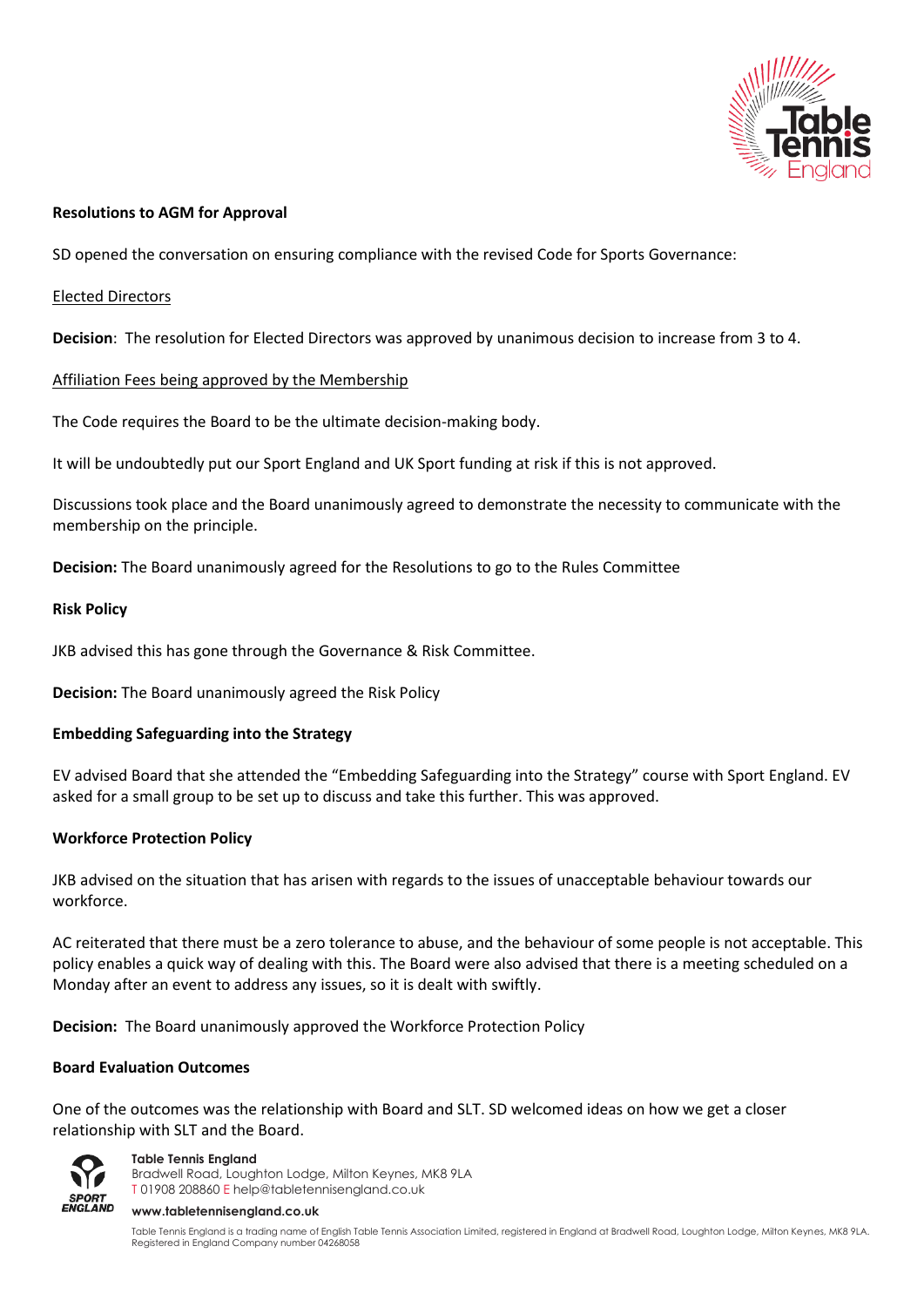**Resolutions to AGM for Approval**

SD opened the conversation on ensuring compliance with the revised Code for Sports Governance:

Elected Directors

**Decision**: The resolution for Elected Directors was approved by unanimous decision to increase from 3 to 4.

Affiliation Fees being approved by the Membership

The Code requires the Board to be the ultimate decision-making body.

It will be undoubtedly put our Sport England and UK Sport funding at risk if this is not approved.

Discussions took place and the Board unanimously agreed to demonstrate the necessity to communicate with the membership on the principle.

**Decision:** The Board unanimously agreed for the Resolutions to go to the Rules Committee

**Risk Policy**

JKB advised this has gone through the Governance & Risk Committee.

**Decision:** The Board unanimously agreed the Risk Policy

**Embedding Safeguarding into the Strategy**

EV advised Board that she attended the "Embedding Safeguarding into the Strategy" course with Sport England. EV asked for a small group to be set up to discuss and take this further. This was approved.

**Workforce Protection Policy**

JKB advised on the situation that has arisen with regards to the issues of unacceptable behaviour towards our workforce.

AC reiterated that there must be a zero tolerance to abuse, and the behaviour of some people is not acceptable. This policy enables a quick way of dealing with this. The Board were also advised that there is a meeting scheduled on a Monday after an event to address any issues, so it is dealt with swiftly.

**Decision:** The Board unanimously approved the Workforce Protection Policy

**Board Evaluation Outcomes**

One of the outcomes was the relationship with Board and SLT. SD welcomed ideas on how we get a closer relationship with SLT and the Board.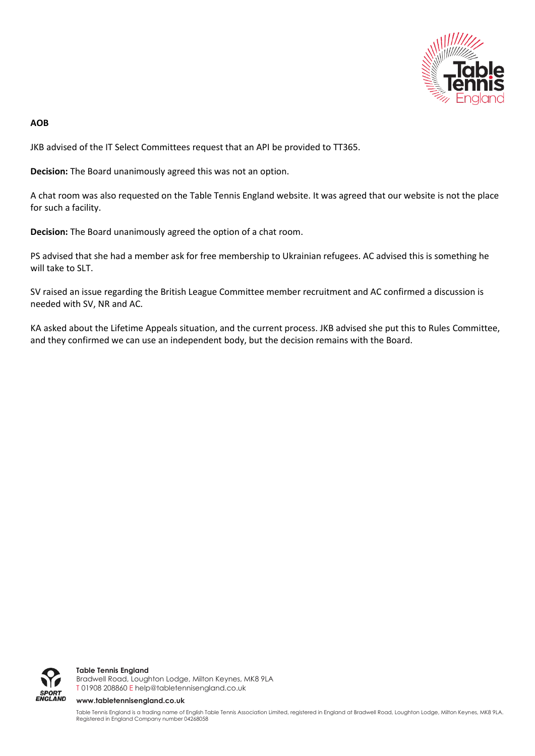**AOB**

JKB advised of the IT Select Committees request that an API be provided to TT365.

**Decision:** The Board unanimously agreed this was not an option.

A chat room was also requested on the Table Tennis England website. It was agreed that our website is not the place for such a facility.

**Decision:** The Board unanimously agreed the option of a chat room.

PS advised that she had a member ask for free membership to Ukrainian refugees. AC advised this is something he will take to SLT.

SV raised an issue regarding the British League Committee member recruitment and AC confirmed a discussion is needed with SV, NR and AC.

KA asked about the Lifetime Appeals situation, and the current process. JKB advised she put this to Rules Committee, and they confirmed we can use an independent body, but the decision remains with the Board.